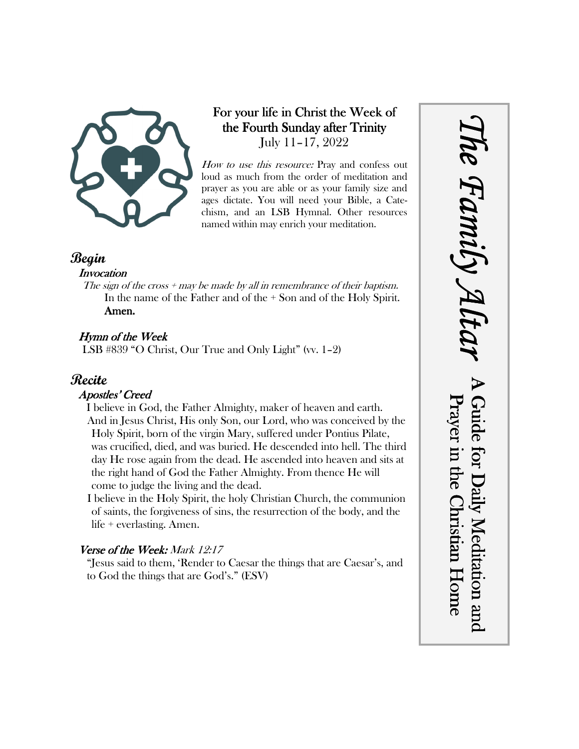# The Family Altar

**A Guide for Daily Meditation and Prayer in the Christian Home**

## For your life in Christ the Week of the Fourth Sunday after Trinity

July 11–17, 2022

*How to use this resource:* Pray and confess out loud as much from the order of meditation and prayer as you are able or as your family size and ages dictate. You will need your Bible, a Catechism, and an LSB Hymnal. Other resources named within may enrich your meditation.

## Begin

### Invocation

*The sign of the cross + may be made by all in remembrance of their baptism.*

In the name of the Father and of the + Son and of the Holy Spirit. **Amen.**

### Hymn of the Week

LSB #839 "O Christ, Our True and Only Light" (vv. 1–2)

## Recite

### Apostles' Creed

I believe in God, the Father Almighty, maker of heaven and earth.

And in Jesus Christ, His only Son, our Lord, who was conceived by the Holy Spirit, born of the virgin Mary, suffered under Pontius Pilate, was crucified, died, and was buried. He descended into hell. The third day He rose again from the dead. He ascended into heaven and sits at the right hand of God the Father Almighty. From thence He will come to judge the living and the dead.

I believe in the Holy Spirit, the holy Christian Church, the communion of saints, the forgiveness of sins, the resurrection of the body, and the life + everlasting. Amen.

### Verse of the Week: *Mark 12:17*

"Jesus said to them, 'Render to Caesar the things that are Caesar's, and to God the things that are God's." (ESV)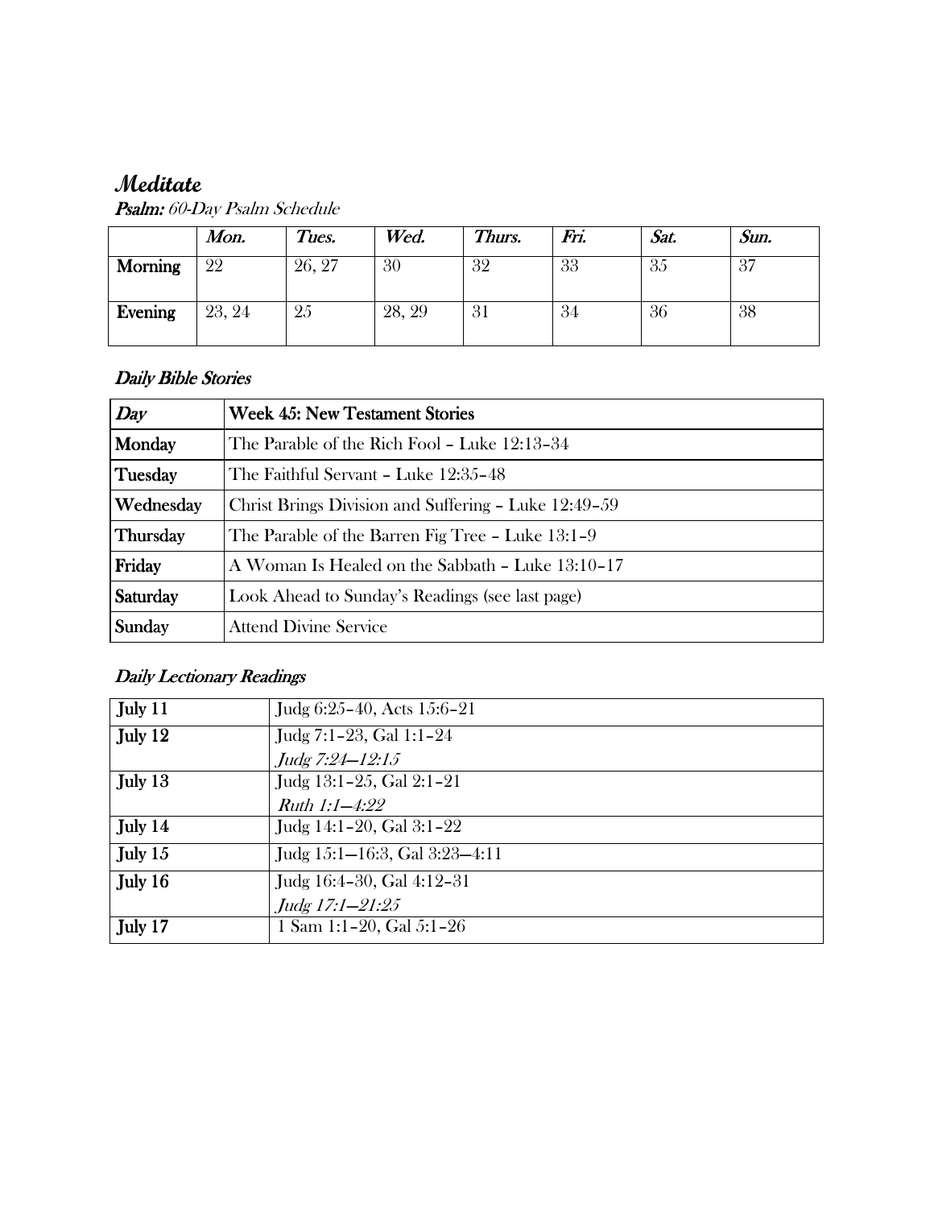# *Meditate*

***Psalm:*** *60-Day Psalm Schedule*

| | *Mon.* | *Tues.* | *Wed.* | *Thurs.* | *Fri.* | *Sat.* | *Sun.* |
|---|---|---|---|---|---|---|---|
| **Morning** | 22 | 26, 27 | 30 | 32 | 33 | 35 | 37 |
| **Evening** | 23, 24 | 25 | 28, 29 | 31 | 34 | 36 | 38 |

### *Daily Bible Stories*

| *Day* | **Week 45: New Testament Stories** |
|---|---|
| **Monday** | The Parable of the Rich Fool – Luke 12:13–34 |
| **Tuesday** | The Faithful Servant – Luke 12:35–48 |
| **Wednesday** | Christ Brings Division and Suffering – Luke 12:49–59 |
| **Thursday** | The Parable of the Barren Fig Tree – Luke 13:1–9 |
| **Friday** | A Woman Is Healed on the Sabbath – Luke 13:10–17 |
| **Saturday** | Look Ahead to Sunday's Readings (see last page) |
| **Sunday** | Attend Divine Service |

### *Daily Lectionary Readings*

| | |
|---|---|
| **July 11** | Judg 6:25–40, Acts 15:6–21 |
| **July 12** | Judg 7:1–23, Gal 1:1–24<br>*Judg 7:24—12:15* |
| **July 13** | Judg 13:1–25, Gal 2:1–21<br>*Ruth 1:1—4:22* |
| **July 14** | Judg 14:1–20, Gal 3:1–22 |
| **July 15** | Judg 15:1—16:3, Gal 3:23—4:11 |
| **July 16** | Judg 16:4–30, Gal 4:12–31<br>*Judg 17:1—21:25* |
| **July 17** | 1 Sam 1:1–20, Gal 5:1–26 |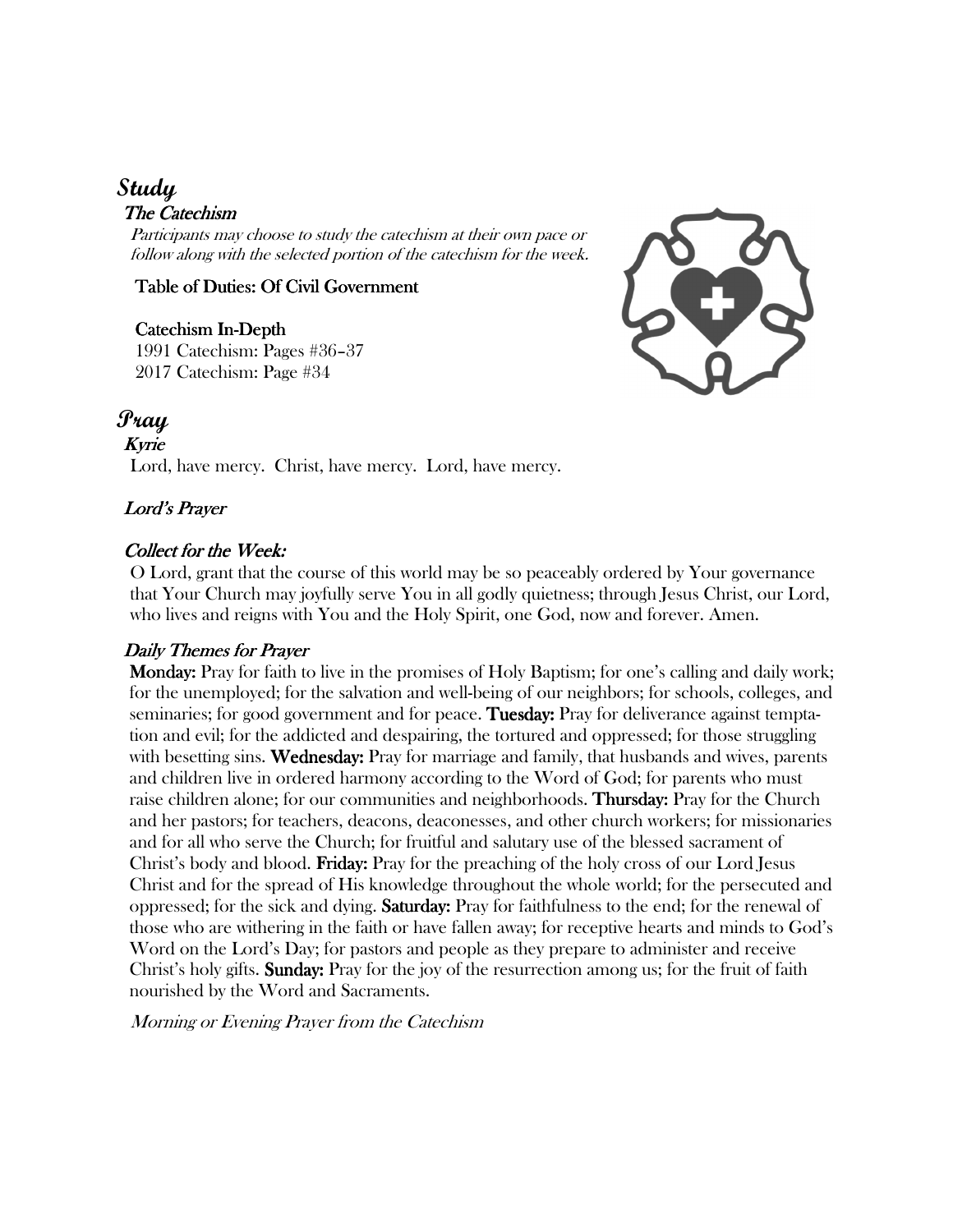# Study

## The Catechism

*Participants may choose to study the catechism at their own pace or follow along with the selected portion of the catechism for the week.*

**Table of Duties: Of Civil Government**

**Catechism In-Depth**
1991 Catechism: Pages #36–37
2017 Catechism: Page #34

# Pray

## Kyrie

Lord, have mercy. Christ, have mercy. Lord, have mercy.

## Lord's Prayer

## Collect for the Week:

O Lord, grant that the course of this world may be so peaceably ordered by Your governance that Your Church may joyfully serve You in all godly quietness; through Jesus Christ, our Lord, who lives and reigns with You and the Holy Spirit, one God, now and forever. Amen.

## Daily Themes for Prayer

**Monday:** Pray for faith to live in the promises of Holy Baptism; for one's calling and daily work; for the unemployed; for the salvation and well-being of our neighbors; for schools, colleges, and seminaries; for good government and for peace. **Tuesday:** Pray for deliverance against temptation and evil; for the addicted and despairing, the tortured and oppressed; for those struggling with besetting sins. **Wednesday:** Pray for marriage and family, that husbands and wives, parents and children live in ordered harmony according to the Word of God; for parents who must raise children alone; for our communities and neighborhoods. **Thursday:** Pray for the Church and her pastors; for teachers, deacons, deaconesses, and other church workers; for missionaries and for all who serve the Church; for fruitful and salutary use of the blessed sacrament of Christ's body and blood. **Friday:** Pray for the preaching of the holy cross of our Lord Jesus Christ and for the spread of His knowledge throughout the whole world; for the persecuted and oppressed; for the sick and dying. **Saturday:** Pray for faithfulness to the end; for the renewal of those who are withering in the faith or have fallen away; for receptive hearts and minds to God's Word on the Lord's Day; for pastors and people as they prepare to administer and receive Christ's holy gifts. **Sunday:** Pray for the joy of the resurrection among us; for the fruit of faith nourished by the Word and Sacraments.

*Morning or Evening Prayer from the Catechism*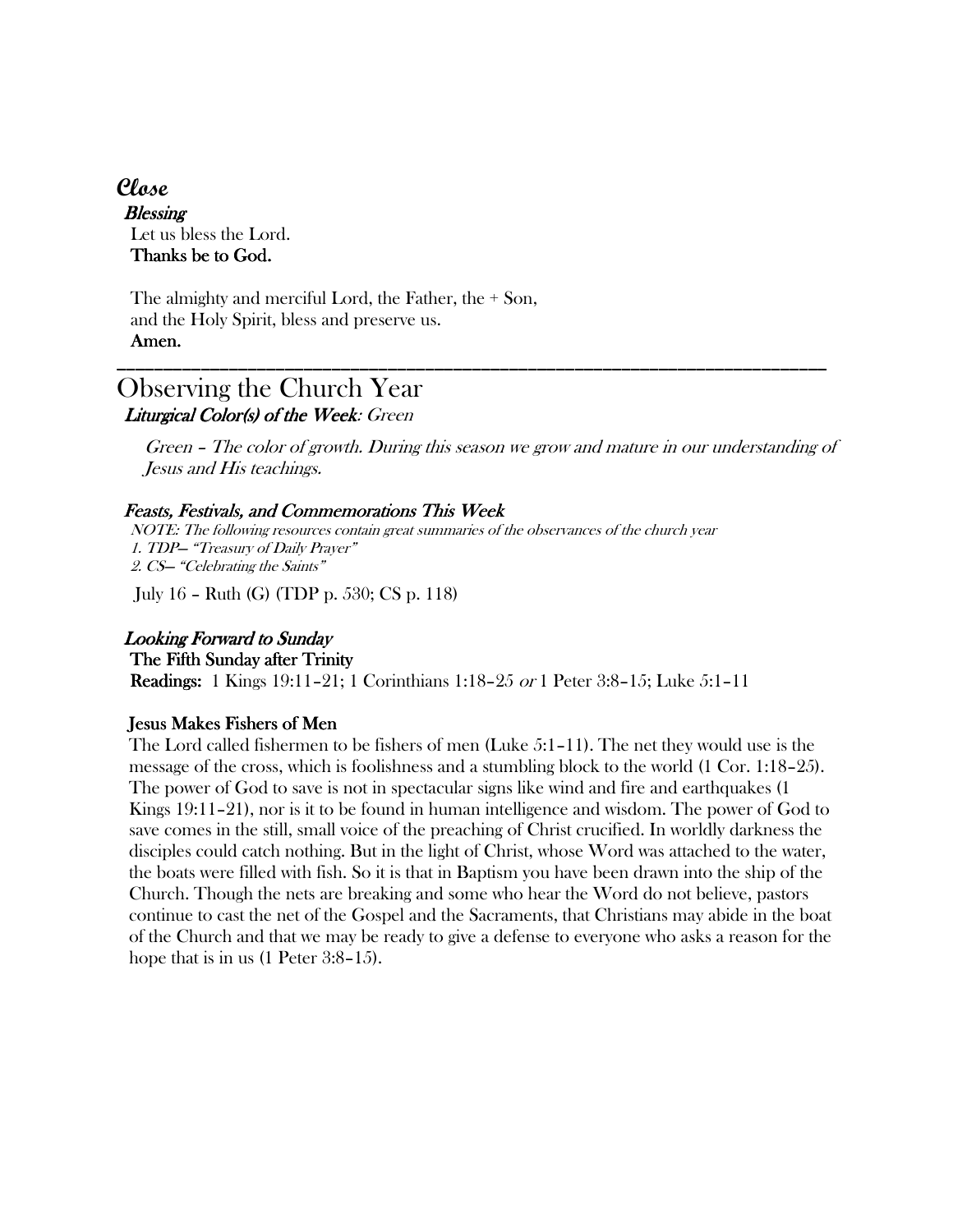## Close

### *Blessing*

Let us bless the Lord.
**Thanks be to God.**

The almighty and merciful Lord, the Father, the + Son,
and the Holy Spirit, bless and preserve us.
**Amen.**

---

# Observing the Church Year

### *Liturgical Color(s) of the Week: Green*

*Green – The color of growth. During this season we grow and mature in our understanding of Jesus and His teachings.*

### *Feasts, Festivals, and Commemorations This Week*

*NOTE: The following resources contain great summaries of the observances of the church year*
*1. TDP— "Treasury of Daily Prayer"*
*2. CS— "Celebrating the Saints"*

July 16 – Ruth (G) (TDP p. 530; CS p. 118)

### *Looking Forward to Sunday*

**The Fifth Sunday after Trinity**
**Readings:** 1 Kings 19:11–21; 1 Corinthians 1:18–25 *or* 1 Peter 3:8–15; Luke 5:1–11

**Jesus Makes Fishers of Men**

The Lord called fishermen to be fishers of men (Luke 5:1–11). The net they would use is the message of the cross, which is foolishness and a stumbling block to the world (1 Cor. 1:18–25). The power of God to save is not in spectacular signs like wind and fire and earthquakes (1 Kings 19:11–21), nor is it to be found in human intelligence and wisdom. The power of God to save comes in the still, small voice of the preaching of Christ crucified. In worldly darkness the disciples could catch nothing. But in the light of Christ, whose Word was attached to the water, the boats were filled with fish. So it is that in Baptism you have been drawn into the ship of the Church. Though the nets are breaking and some who hear the Word do not believe, pastors continue to cast the net of the Gospel and the Sacraments, that Christians may abide in the boat of the Church and that we may be ready to give a defense to everyone who asks a reason for the hope that is in us (1 Peter 3:8–15).